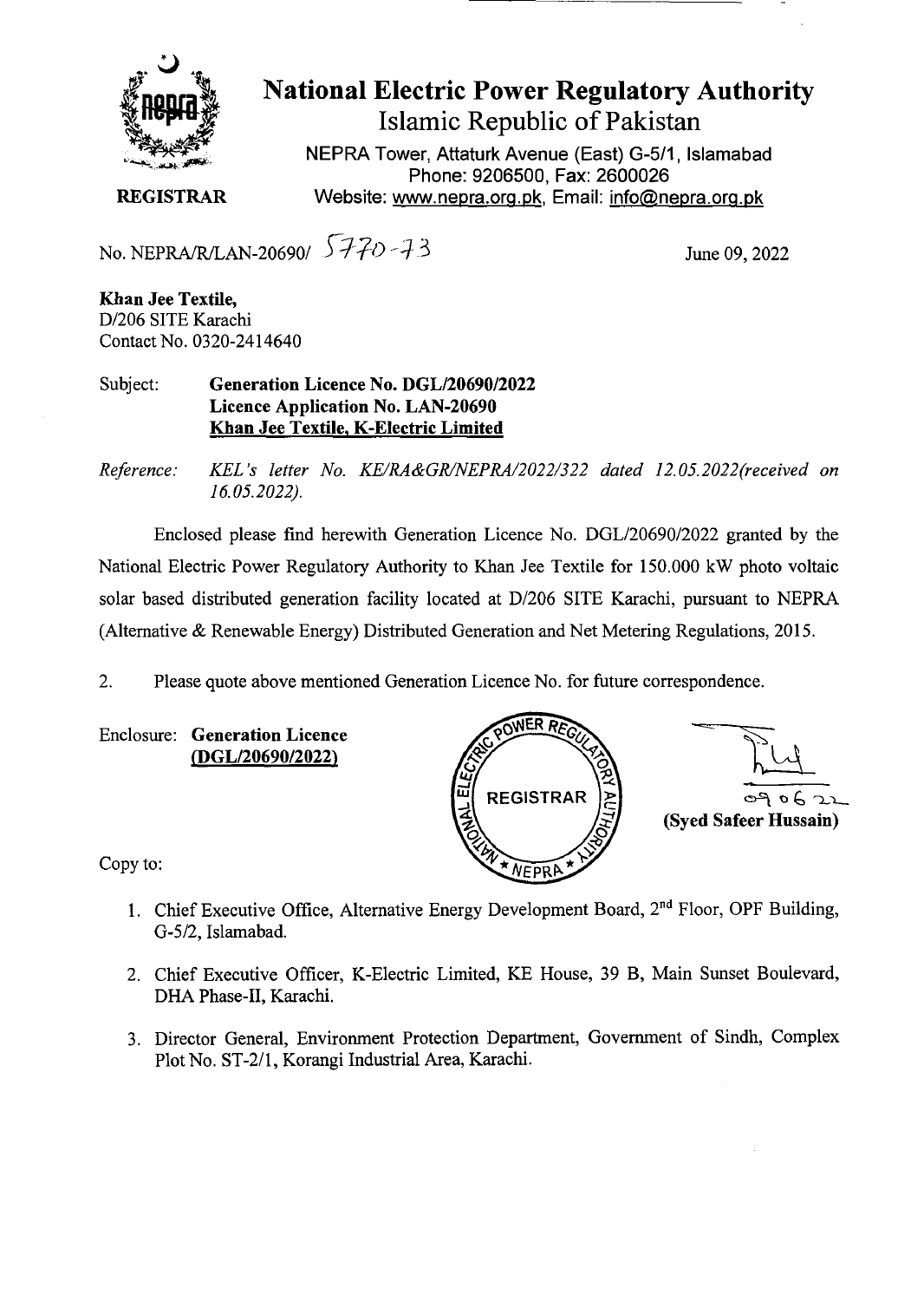# National Electric Power Regulatory Authority
## Islamic Republic of Pakistan

NEPRA Tower, Attaturk Avenue (East) G-5/1, Islamabad
Phone: 9206500, Fax: 2600026
Website: www.nepra.org.pk, Email: info@nepra.org.pk

**REGISTRAR**

No. NEPRA/R/LAN-20690/ 5770-73

June 09, 2022

**Khan Jee Textile,**
D/206 SITE Karachi
Contact No. 0320-2414640

Subject: **Generation Licence No. DGL/20690/2022**
**Licence Application No. LAN-20690**
**Khan Jee Textile, K-Electric Limited**

*Reference: KEL's letter No. KE/RA&GR/NEPRA/2022/322 dated 12.05.2022(received on 16.05.2022).*

Enclosed please find herewith Generation Licence No. DGL/20690/2022 granted by the National Electric Power Regulatory Authority to Khan Jee Textile for 150.000 kW photo voltaic solar based distributed generation facility located at D/206 SITE Karachi, pursuant to NEPRA (Alternative & Renewable Energy) Distributed Generation and Net Metering Regulations, 2015.

2. Please quote above mentioned Generation Licence No. for future correspondence.

Enclosure: **Generation Licence (DGL/20690/2022)**

09 06 22
**(Syed Safeer Hussain)**

Copy to:

1. Chief Executive Office, Alternative Energy Development Board, 2nd Floor, OPF Building, G-5/2, Islamabad.
2. Chief Executive Officer, K-Electric Limited, KE House, 39 B, Main Sunset Boulevard, DHA Phase-II, Karachi.
3. Director General, Environment Protection Department, Government of Sindh, Complex Plot No. ST-2/1, Korangi Industrial Area, Karachi.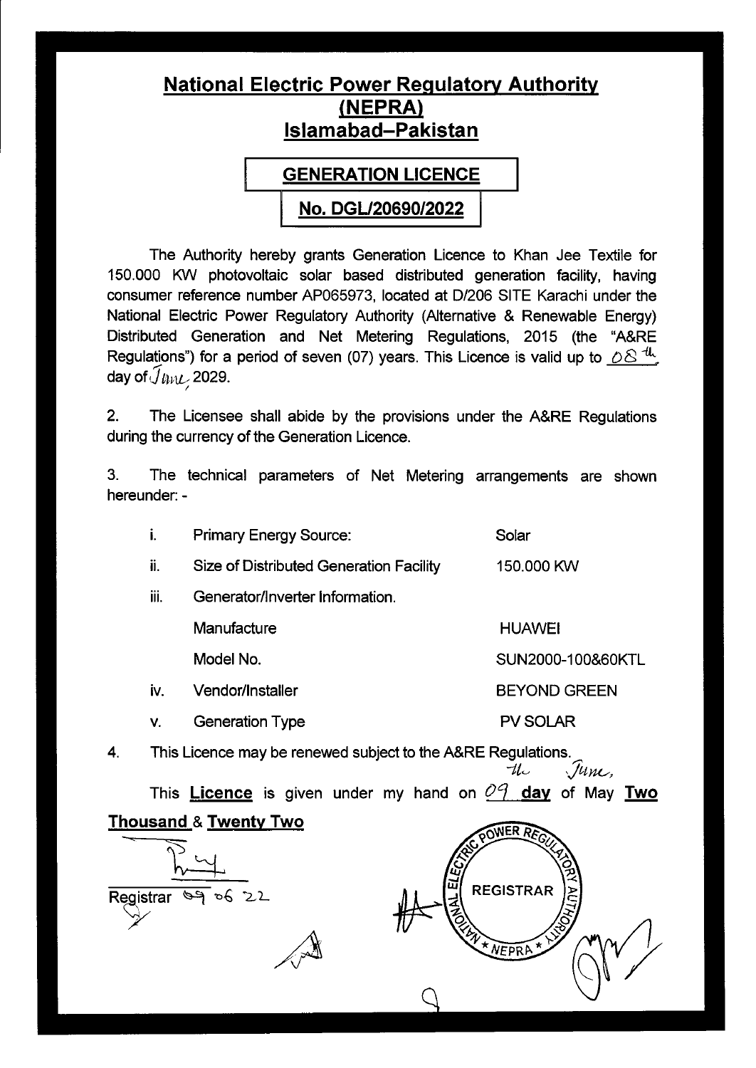## National Electric Power Regulatory Authority (NEPRA) Islamabad–Pakistan

### GENERATION LICENCE

### No. DGL/20690/2022

The Authority hereby grants Generation Licence to Khan Jee Textile for 150.000 KW photovoltaic solar based distributed generation facility, having consumer reference number AP065973, located at D/206 SITE Karachi under the National Electric Power Regulatory Authority (Alternative & Renewable Energy) Distributed Generation and Net Metering Regulations, 2015 (the "A&RE Regulations") for a period of seven (07) years. This Licence is valid up to 08th day of June 2029.

2. The Licensee shall abide by the provisions under the A&RE Regulations during the currency of the Generation Licence.

3. The technical parameters of Net Metering arrangements are shown hereunder: -

| | | |
|---|---|---|
| i. | Primary Energy Source: | Solar |
| ii. | Size of Distributed Generation Facility | 150.000 KW |
| iii. | Generator/Inverter Information. | |
| | Manufacture | HUAWEI |
| | Model No. | SUN2000-100&60KTL |
| iv. | Vendor/Installer | BEYOND GREEN |
| v. | Generation Type | PV SOLAR |

4. This Licence may be renewed subject to the A&RE Regulations.

This **Licence** is given under my hand on 09th **day** of ~~May~~ June **Two Thousand** & **Twenty Two**

Registrar 09 06 22

REGISTRAR
NATIONAL ELECTRIC POWER REGULATORY AUTHORITY
NEPRA